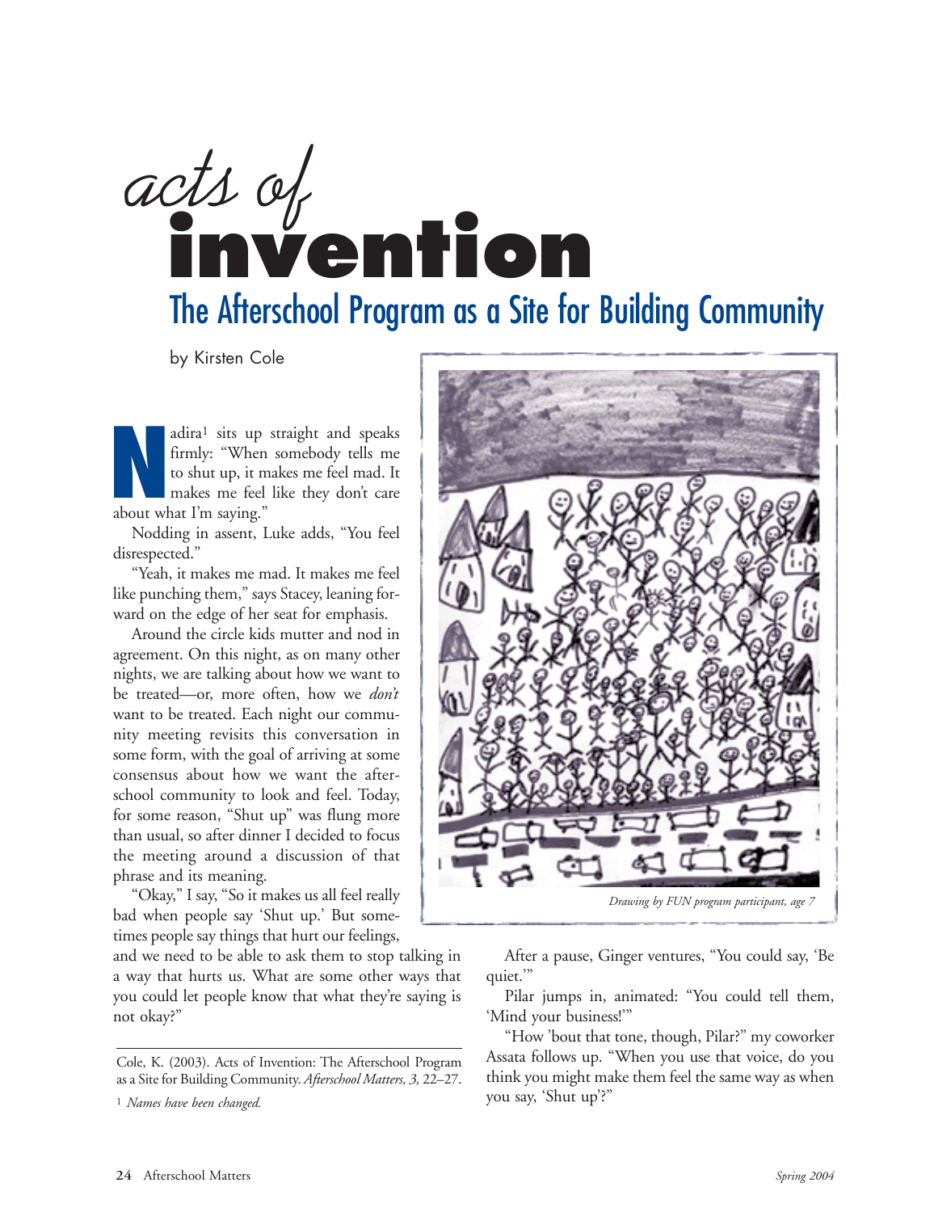# acts of invention

## The Afterschool Program as a Site for Building Community

by Kirsten Cole

Nadira[1] sits up straight and speaks firmly: "When somebody tells me to shut up, it makes me feel mad. It makes me feel like they don't care about what I'm saying."

Nodding in assent, Luke adds, "You feel disrespected."

"Yeah, it makes me mad. It makes me feel like punching them," says Stacey, leaning forward on the edge of her seat for emphasis.

Around the circle kids mutter and nod in agreement. On this night, as on many other nights, we are talking about how we want to be treated—or, more often, how we *don't* want to be treated. Each night our community meeting revisits this conversation in some form, with the goal of arriving at some consensus about how we want the afterschool community to look and feel. Today, for some reason, "Shut up" was flung more than usual, so after dinner I decided to focus the meeting around a discussion of that phrase and its meaning.

"Okay," I say, "So it makes us all feel really bad when people say 'Shut up.' But sometimes people say things that hurt our feelings, and we need to be able to ask them to stop talking in a way that hurts us. What are some other ways that you could let people know that what they're saying is not okay?"

*Drawing by FUN program participant, age 7*

After a pause, Ginger ventures, "You could say, 'Be quiet.'"

Pilar jumps in, animated: "You could tell them, 'Mind your business!'"

"How 'bout that tone, though, Pilar?" my coworker Assata follows up. "When you use that voice, do you think you might make them feel the same way as when you say, 'Shut up'?"

---

Cole, K. (2003). Acts of Invention: The Afterschool Program as a Site for Building Community. *Afterschool Matters, 3,* 22–27.

[1] *Names have been changed.*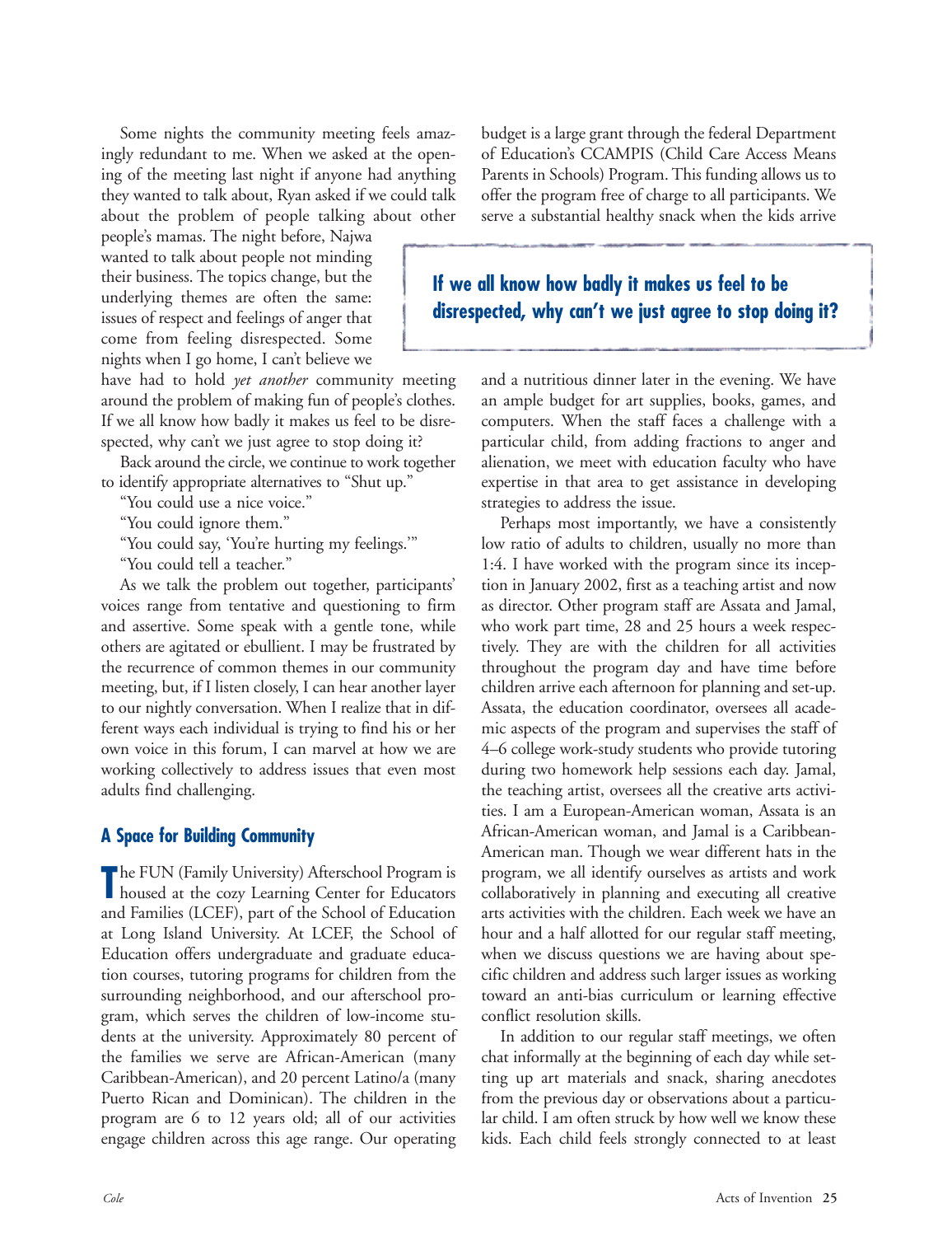Some nights the community meeting feels amazingly redundant to me. When we asked at the opening of the meeting last night if anyone had anything they wanted to talk about, Ryan asked if we could talk about the problem of people talking about other people's mamas. The night before, Najwa wanted to talk about people not minding their business. The topics change, but the underlying themes are often the same: issues of respect and feelings of anger that come from feeling disrespected. Some nights when I go home, I can't believe we have had to hold *yet another* community meeting around the problem of making fun of people's clothes. If we all know how badly it makes us feel to be disrespected, why can't we just agree to stop doing it?

Back around the circle, we continue to work together to identify appropriate alternatives to "Shut up."

"You could use a nice voice."

"You could ignore them."

"You could say, 'You're hurting my feelings.'"

"You could tell a teacher."

As we talk the problem out together, participants' voices range from tentative and questioning to firm and assertive. Some speak with a gentle tone, while others are agitated or ebullient. I may be frustrated by the recurrence of common themes in our community meeting, but, if I listen closely, I can hear another layer to our nightly conversation. When I realize that in different ways each individual is trying to find his or her own voice in this forum, I can marvel at how we are working collectively to address issues that even most adults find challenging.

## A Space for Building Community

The FUN (Family University) Afterschool Program is housed at the cozy Learning Center for Educators and Families (LCEF), part of the School of Education at Long Island University. At LCEF, the School of Education offers undergraduate and graduate education courses, tutoring programs for children from the surrounding neighborhood, and our afterschool program, which serves the children of low-income students at the university. Approximately 80 percent of the families we serve are African-American (many Caribbean-American), and 20 percent Latino/a (many Puerto Rican and Dominican). The children in the program are 6 to 12 years old; all of our activities engage children across this age range. Our operating budget is a large grant through the federal Department of Education's CCAMPIS (Child Care Access Means Parents in Schools) Program. This funding allows us to offer the program free of charge to all participants. We serve a substantial healthy snack when the kids arrive and a nutritious dinner later in the evening. We have an ample budget for art supplies, books, games, and computers. When the staff faces a challenge with a particular child, from adding fractions to anger and alienation, we meet with education faculty who have expertise in that area to get assistance in developing strategies to address the issue.

> **If we all know how badly it makes us feel to be disrespected, why can't we just agree to stop doing it?**

Perhaps most importantly, we have a consistently low ratio of adults to children, usually no more than 1:4. I have worked with the program since its inception in January 2002, first as a teaching artist and now as director. Other program staff are Assata and Jamal, who work part time, 28 and 25 hours a week respectively. They are with the children for all activities throughout the program day and have time before children arrive each afternoon for planning and set-up. Assata, the education coordinator, oversees all academic aspects of the program and supervises the staff of 4–6 college work-study students who provide tutoring during two homework help sessions each day. Jamal, the teaching artist, oversees all the creative arts activities. I am a European-American woman, Assata is an African-American woman, and Jamal is a Caribbean-American man. Though we wear different hats in the program, we all identify ourselves as artists and work collaboratively in planning and executing all creative arts activities with the children. Each week we have an hour and a half allotted for our regular staff meeting, when we discuss questions we are having about specific children and address such larger issues as working toward an anti-bias curriculum or learning effective conflict resolution skills.

In addition to our regular staff meetings, we often chat informally at the beginning of each day while setting up art materials and snack, sharing anecdotes from the previous day or observations about a particular child. I am often struck by how well we know these kids. Each child feels strongly connected to at least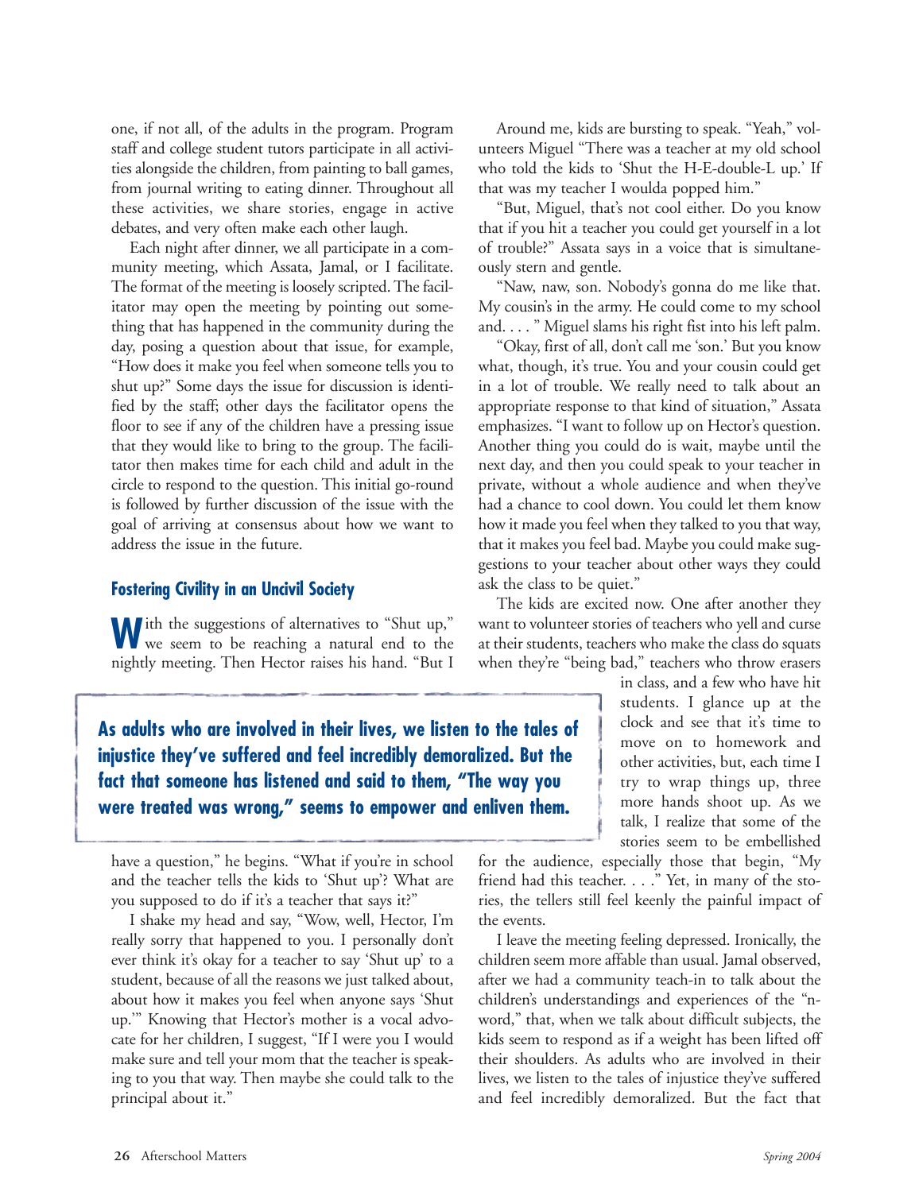one, if not all, of the adults in the program. Program staff and college student tutors participate in all activities alongside the children, from painting to ball games, from journal writing to eating dinner. Throughout all these activities, we share stories, engage in active debates, and very often make each other laugh.

Each night after dinner, we all participate in a community meeting, which Assata, Jamal, or I facilitate. The format of the meeting is loosely scripted. The facilitator may open the meeting by pointing out something that has happened in the community during the day, posing a question about that issue, for example, "How does it make you feel when someone tells you to shut up?" Some days the issue for discussion is identified by the staff; other days the facilitator opens the floor to see if any of the children have a pressing issue that they would like to bring to the group. The facilitator then makes time for each child and adult in the circle to respond to the question. This initial go-round is followed by further discussion of the issue with the goal of arriving at consensus about how we want to address the issue in the future.

### Fostering Civility in an Uncivil Society

With the suggestions of alternatives to "Shut up," we seem to be reaching a natural end to the nightly meeting. Then Hector raises his hand. "But I have a question," he begins. "What if you're in school and the teacher tells the kids to 'Shut up'? What are you supposed to do if it's a teacher that says it?"

I shake my head and say, "Wow, well, Hector, I'm really sorry that happened to you. I personally don't ever think it's okay for a teacher to say 'Shut up' to a student, because of all the reasons we just talked about, about how it makes you feel when anyone says 'Shut up.'" Knowing that Hector's mother is a vocal advocate for her children, I suggest, "If I were you I would make sure and tell your mom that the teacher is speaking to you that way. Then maybe she could talk to the principal about it."

Around me, kids are bursting to speak. "Yeah," volunteers Miguel "There was a teacher at my old school who told the kids to 'Shut the H-E-double-L up.' If that was my teacher I woulda popped him."

"But, Miguel, that's not cool either. Do you know that if you hit a teacher you could get yourself in a lot of trouble?" Assata says in a voice that is simultaneously stern and gentle.

"Naw, naw, son. Nobody's gonna do me like that. My cousin's in the army. He could come to my school and. . . . " Miguel slams his right fist into his left palm.

"Okay, first of all, don't call me 'son.' But you know what, though, it's true. You and your cousin could get in a lot of trouble. We really need to talk about an appropriate response to that kind of situation," Assata emphasizes. "I want to follow up on Hector's question. Another thing you could do is wait, maybe until the next day, and then you could speak to your teacher in private, without a whole audience and when they've had a chance to cool down. You could let them know how it made you feel when they talked to you that way, that it makes you feel bad. Maybe you could make suggestions to your teacher about other ways they could ask the class to be quiet."

The kids are excited now. One after another they want to volunteer stories of teachers who yell and curse at their students, teachers who make the class do squats when they're "being bad," teachers who throw erasers in class, and a few who have hit students. I glance up at the clock and see that it's time to move on to homework and other activities, but, each time I try to wrap things up, three more hands shoot up. As we talk, I realize that some of the stories seem to be embellished for the audience, especially those that begin, "My friend had this teacher. . . ." Yet, in many of the stories, the tellers still feel keenly the painful impact of the events.

I leave the meeting feeling depressed. Ironically, the children seem more affable than usual. Jamal observed, after we had a community teach-in to talk about the children's understandings and experiences of the "n-word," that, when we talk about difficult subjects, the kids seem to respond as if a weight has been lifted off their shoulders. As adults who are involved in their lives, we listen to the tales of injustice they've suffered and feel incredibly demoralized. But the fact that

**As adults who are involved in their lives, we listen to the tales of injustice they've suffered and feel incredibly demoralized. But the fact that someone has listened and said to them, "The way you were treated was wrong," seems to empower and enliven them.**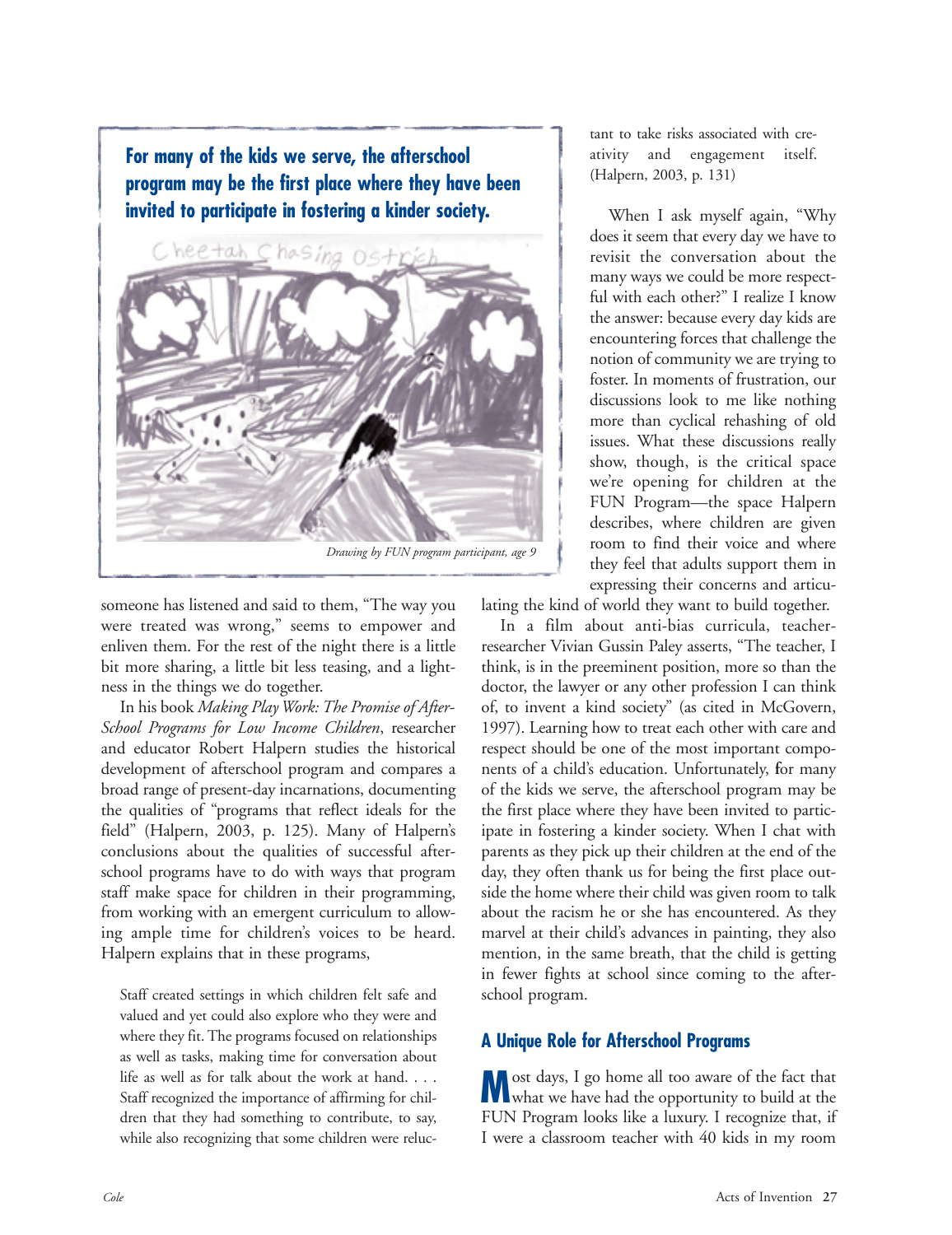**For many of the kids we serve, the afterschool program may be the first place where they have been invited to participate in fostering a kinder society.**

*Drawing by FUN program participant, age 9*

someone has listened and said to them, "The way you were treated was wrong," seems to empower and enliven them. For the rest of the night there is a little bit more sharing, a little bit less teasing, and a lightness in the things we do together.

In his book *Making Play Work: The Promise of After-School Programs for Low Income Children*, researcher and educator Robert Halpern studies the historical development of afterschool program and compares a broad range of present-day incarnations, documenting the qualities of "programs that reflect ideals for the field" (Halpern, 2003, p. 125). Many of Halpern's conclusions about the qualities of successful afterschool programs have to do with ways that program staff make space for children in their programming, from working with an emergent curriculum to allowing ample time for children's voices to be heard. Halpern explains that in these programs,

> Staff created settings in which children felt safe and valued and yet could also explore who they were and where they fit. The programs focused on relationships as well as tasks, making time for conversation about life as well as for talk about the work at hand. . . . Staff recognized the importance of affirming for children that they had something to contribute, to say, while also recognizing that some children were reluctant to take risks associated with creativity and engagement itself. (Halpern, 2003, p. 131)

When I ask myself again, "Why does it seem that every day we have to revisit the conversation about the many ways we could be more respectful with each other?" I realize I know the answer: because every day kids are encountering forces that challenge the notion of community we are trying to foster. In moments of frustration, our discussions look to me like nothing more than cyclical rehashing of old issues. What these discussions really show, though, is the critical space we're opening for children at the FUN Program—the space Halpern describes, where children are given room to find their voice and where they feel that adults support them in expressing their concerns and articulating the kind of world they want to build together.

In a film about anti-bias curricula, teacher-researcher Vivian Gussin Paley asserts, "The teacher, I think, is in the preeminent position, more so than the doctor, the lawyer or any other profession I can think of, to invent a kind society" (as cited in McGovern, 1997). Learning how to treat each other with care and respect should be one of the most important components of a child's education. Unfortunately, for many of the kids we serve, the afterschool program may be the first place where they have been invited to participate in fostering a kinder society. When I chat with parents as they pick up their children at the end of the day, they often thank us for being the first place outside the home where their child was given room to talk about the racism he or she has encountered. As they marvel at their child's advances in painting, they also mention, in the same breath, that the child is getting in fewer fights at school since coming to the afterschool program.

## A Unique Role for Afterschool Programs

Most days, I go home all too aware of the fact that what we have had the opportunity to build at the FUN Program looks like a luxury. I recognize that, if I were a classroom teacher with 40 kids in my room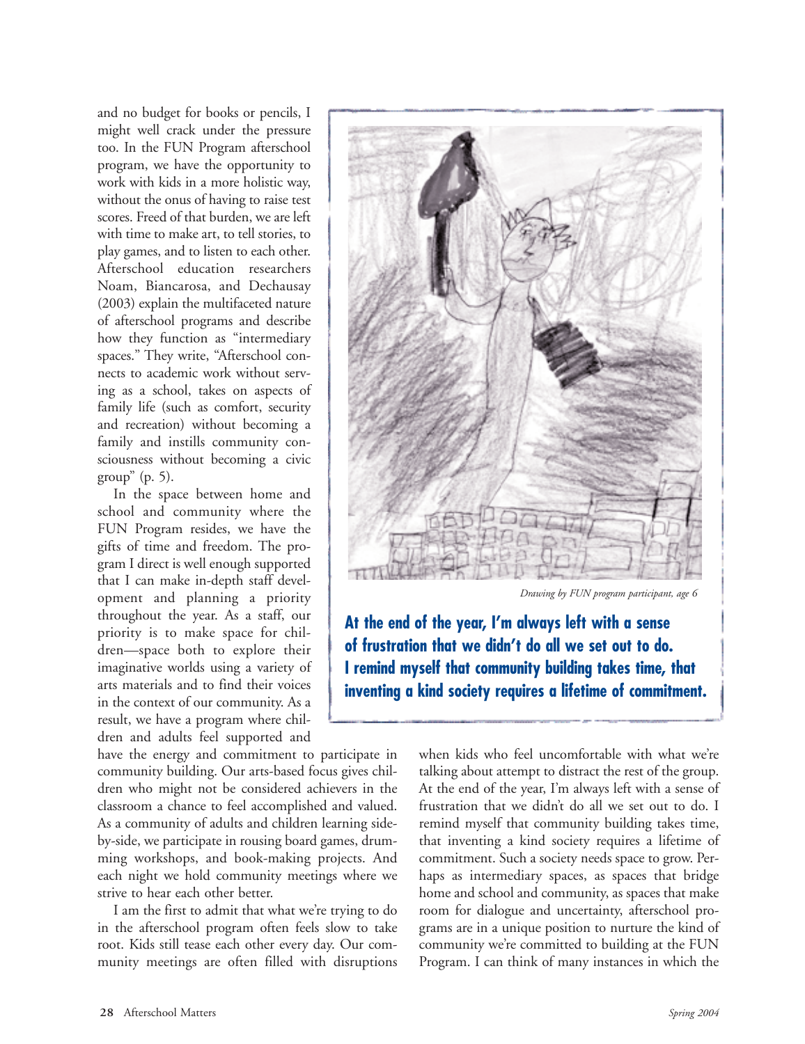and no budget for books or pencils, I might well crack under the pressure too. In the FUN Program afterschool program, we have the opportunity to work with kids in a more holistic way, without the onus of having to raise test scores. Freed of that burden, we are left with time to make art, to tell stories, to play games, and to listen to each other. Afterschool education researchers Noam, Biancarosa, and Dechausay (2003) explain the multifaceted nature of afterschool programs and describe how they function as "intermediary spaces." They write, "Afterschool connects to academic work without serving as a school, takes on aspects of family life (such as comfort, security and recreation) without becoming a family and instills community consciousness without becoming a civic group" (p. 5).

In the space between home and school and community where the FUN Program resides, we have the gifts of time and freedom. The program I direct is well enough supported that I can make in-depth staff development and planning a priority throughout the year. As a staff, our priority is to make space for children—space both to explore their imaginative worlds using a variety of arts materials and to find their voices in the context of our community. As a result, we have a program where children and adults feel supported and have the energy and commitment to participate in community building. Our arts-based focus gives children who might not be considered achievers in the classroom a chance to feel accomplished and valued. As a community of adults and children learning side-by-side, we participate in rousing board games, drumming workshops, and book-making projects. And each night we hold community meetings where we strive to hear each other better.

*Drawing by FUN program participant, age 6*

**At the end of the year, I'm always left with a sense of frustration that we didn't do all we set out to do. I remind myself that community building takes time, that inventing a kind society requires a lifetime of commitment.**

I am the first to admit that what we're trying to do in the afterschool program often feels slow to take root. Kids still tease each other every day. Our community meetings are often filled with disruptions when kids who feel uncomfortable with what we're talking about attempt to distract the rest of the group. At the end of the year, I'm always left with a sense of frustration that we didn't do all we set out to do. I remind myself that community building takes time, that inventing a kind society requires a lifetime of commitment. Such a society needs space to grow. Perhaps as intermediary spaces, as spaces that bridge home and school and community, as spaces that make room for dialogue and uncertainty, afterschool programs are in a unique position to nurture the kind of community we're committed to building at the FUN Program. I can think of many instances in which the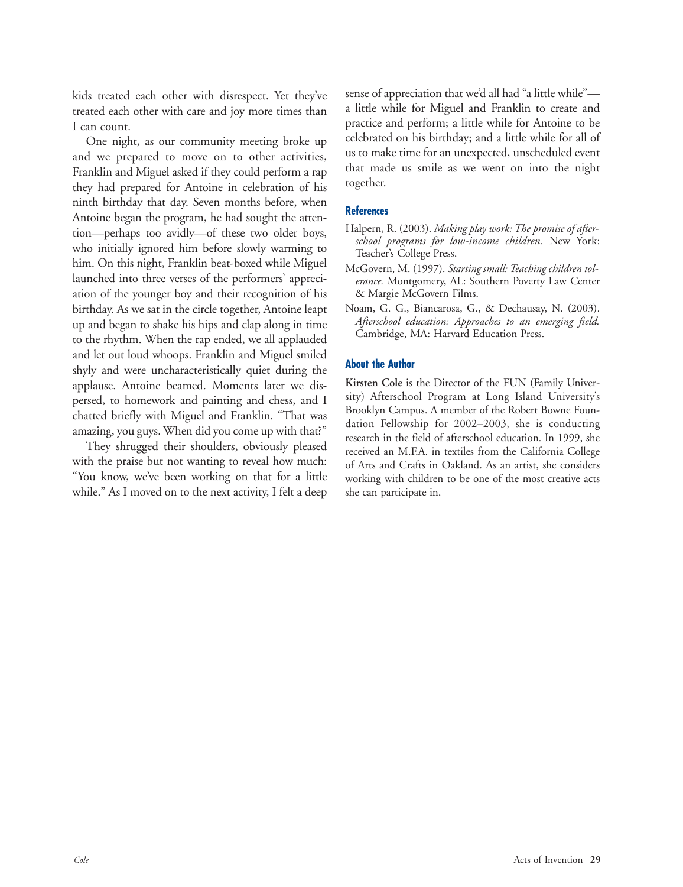kids treated each other with disrespect. Yet they've treated each other with care and joy more times than I can count.

One night, as our community meeting broke up and we prepared to move on to other activities, Franklin and Miguel asked if they could perform a rap they had prepared for Antoine in celebration of his ninth birthday that day. Seven months before, when Antoine began the program, he had sought the attention—perhaps too avidly—of these two older boys, who initially ignored him before slowly warming to him. On this night, Franklin beat-boxed while Miguel launched into three verses of the performers' appreciation of the younger boy and their recognition of his birthday. As we sat in the circle together, Antoine leapt up and began to shake his hips and clap along in time to the rhythm. When the rap ended, we all applauded and let out loud whoops. Franklin and Miguel smiled shyly and were uncharacteristically quiet during the applause. Antoine beamed. Moments later we dispersed, to homework and painting and chess, and I chatted briefly with Miguel and Franklin. "That was amazing, you guys. When did you come up with that?"

They shrugged their shoulders, obviously pleased with the praise but not wanting to reveal how much: "You know, we've been working on that for a little while." As I moved on to the next activity, I felt a deep sense of appreciation that we'd all had "a little while"—a little while for Miguel and Franklin to create and practice and perform; a little while for Antoine to be celebrated on his birthday; and a little while for all of us to make time for an unexpected, unscheduled event that made us smile as we went on into the night together.

## References

Halpern, R. (2003). *Making play work: The promise of afterschool programs for low-income children.* New York: Teacher's College Press.

McGovern, M. (1997). *Starting small: Teaching children tolerance.* Montgomery, AL: Southern Poverty Law Center & Margie McGovern Films.

Noam, G. G., Biancarosa, G., & Dechausay, N. (2003). *Afterschool education: Approaches to an emerging field.* Cambridge, MA: Harvard Education Press.

## About the Author

**Kirsten Cole** is the Director of the FUN (Family University) Afterschool Program at Long Island University's Brooklyn Campus. A member of the Robert Bowne Foundation Fellowship for 2002–2003, she is conducting research in the field of afterschool education. In 1999, she received an M.F.A. in textiles from the California College of Arts and Crafts in Oakland. As an artist, she considers working with children to be one of the most creative acts she can participate in.